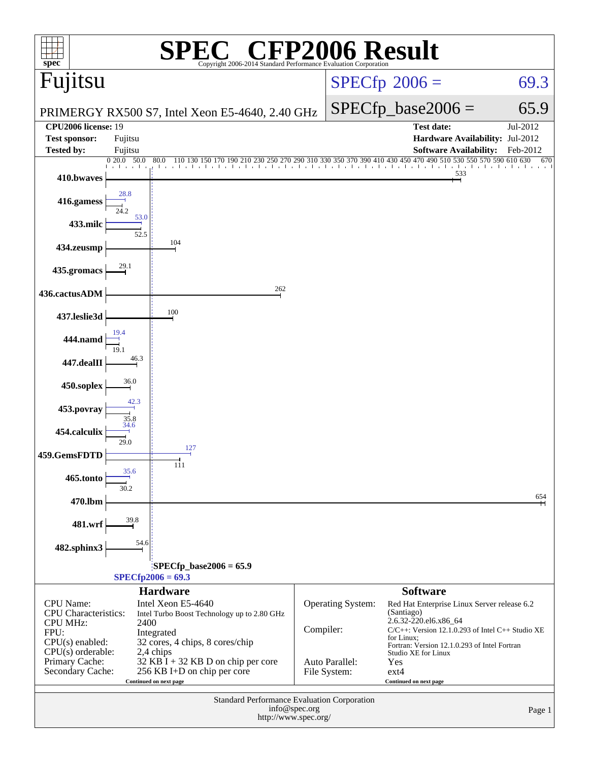# SPEC® CFP2006 Result

Copyright 2006-2014 Standard Performance Evaluation Corporation

## Fujitsu

PRIMERGY RX500 S7, Intel Xeon E5-4640, 2.40 GHz

SPECfp 2006 = 69.3

SPECfp_base2006 = 65.9

| | | | |
|---|---|---|---|
| **CPU2006 license:** 19 | | **Test date:** | Jul-2012 |
| **Test sponsor:** | Fujitsu | **Hardware Availability:** | Jul-2012 |
| **Tested by:** | Fujitsu | **Software Availability:** | Feb-2012 |

| Benchmark | Peak | Base |
|---|---|---|
| 410.bwaves | | 533 |
| 416.gamess | 28.8 | 24.2 |
| 433.milc | 53.0 | 52.5 |
| 434.zeusmp | | 104 |
| 435.gromacs | | 29.1 |
| 436.cactusADM | | 262 |
| 437.leslie3d | | 100 |
| 444.namd | 19.4 | 19.1 |
| 447.dealII | | 46.3 |
| 450.soplex | | 36.0 |
| 453.povray | 42.3 | 35.8 |
| 454.calculix | 34.6 | 29.0 |
| 459.GemsFDTD | 127 | 111 |
| 465.tonto | 35.6 | 30.2 |
| 470.lbm | | 654 |
| 481.wrf | | 39.8 |
| 482.sphinx3 | | 54.6 |

SPECfp_base2006 = 65.9

SPECfp2006 = 69.3

### Hardware

| | |
|---|---|
| CPU Name: | Intel Xeon E5-4640 |
| CPU Characteristics: | Intel Turbo Boost Technology up to 2.80 GHz |
| CPU MHz: | 2400 |
| FPU: | Integrated |
| CPU(s) enabled: | 32 cores, 4 chips, 8 cores/chip |
| CPU(s) orderable: | 2,4 chips |
| Primary Cache: | 32 KB I + 32 KB D on chip per core |
| Secondary Cache: | 256 KB I+D on chip per core |

Continued on next page

### Software

| | |
|---|---|
| Operating System: | Red Hat Enterprise Linux Server release 6.2 (Santiago) 2.6.32-220.el6.x86_64 |
| Compiler: | C/C++: Version 12.1.0.293 of Intel C++ Studio XE for Linux; Fortran: Version 12.1.0.293 of Intel Fortran Studio XE for Linux |
| Auto Parallel: | Yes |
| File System: | ext4 |

Continued on next page

Standard Performance Evaluation Corporation
info@spec.org
http://www.spec.org/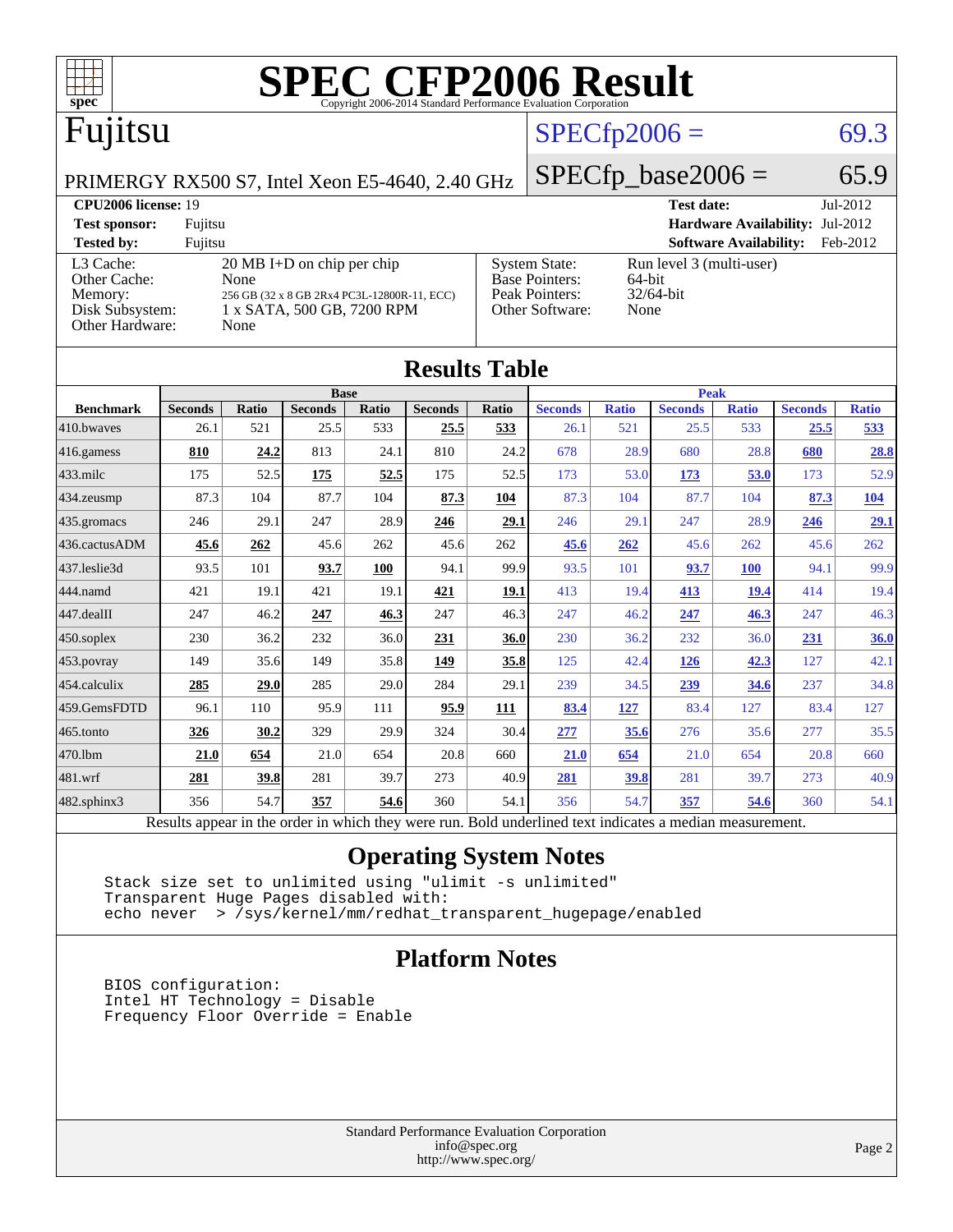# SPEC CFP2006 Result

Copyright 2006-2014 Standard Performance Evaluation Corporation

## Fujitsu

PRIMERGY RX500 S7, Intel Xeon E5-4640, 2.40 GHz

SPECfp2006 = 69.3

SPECfp_base2006 = 65.9

**CPU2006 license:** 19
**Test sponsor:** Fujitsu
**Tested by:** Fujitsu

**Test date:** Jul-2012
**Hardware Availability:** Jul-2012
**Software Availability:** Feb-2012

| | |
|---|---|
| L3 Cache: | 20 MB I+D on chip per chip |
| Other Cache: | None |
| Memory: | 256 GB (32 x 8 GB 2Rx4 PC3L-12800R-11, ECC) |
| Disk Subsystem: | 1 x SATA, 500 GB, 7200 RPM |
| Other Hardware: | None |

| | |
|---|---|
| System State: | Run level 3 (multi-user) |
| Base Pointers: | 64-bit |
| Peak Pointers: | 32/64-bit |
| Other Software: | None |

## Results Table

| Benchmark | Base | | | | | | Peak | | | | | |
|---|---|---|---|---|---|---|---|---|---|---|---|---|
| | Seconds | Ratio | Seconds | Ratio | Seconds | Ratio | Seconds | Ratio | Seconds | Ratio | Seconds | Ratio |
| 410.bwaves | 26.1 | 521 | 25.5 | 533 | **25.5** | **533** | 26.1 | 521 | 25.5 | 533 | **25.5** | **533** |
| 416.gamess | **810** | **24.2** | 813 | 24.1 | 810 | 24.2 | 678 | 28.9 | 680 | 28.8 | **680** | **28.8** |
| 433.milc | 175 | 52.5 | **175** | **52.5** | 175 | 52.5 | 173 | 53.0 | **173** | **53.0** | 173 | 52.9 |
| 434.zeusmp | 87.3 | 104 | 87.7 | 104 | **87.3** | **104** | 87.3 | 104 | 87.7 | 104 | **87.3** | **104** |
| 435.gromacs | 246 | 29.1 | 247 | 28.9 | **246** | **29.1** | 246 | 29.1 | 247 | 28.9 | **246** | **29.1** |
| 436.cactusADM | **45.6** | **262** | 45.6 | 262 | 45.6 | 262 | **45.6** | **262** | 45.6 | 262 | 45.6 | 262 |
| 437.leslie3d | 93.5 | 101 | **93.7** | **100** | 94.1 | 99.9 | 93.5 | 101 | **93.7** | **100** | 94.1 | 99.9 |
| 444.namd | 421 | 19.1 | 421 | 19.1 | **421** | **19.1** | 413 | 19.4 | **413** | **19.4** | 414 | 19.4 |
| 447.dealII | 247 | 46.2 | **247** | **46.3** | 247 | 46.3 | 247 | 46.2 | **247** | **46.3** | 247 | 46.3 |
| 450.soplex | 230 | 36.2 | 232 | 36.0 | **231** | **36.0** | 230 | 36.2 | 232 | 36.0 | **231** | **36.0** |
| 453.povray | 149 | 35.6 | 149 | 35.8 | **149** | **35.8** | 125 | 42.4 | **126** | **42.3** | 127 | 42.1 |
| 454.calculix | **285** | **29.0** | 285 | 29.0 | 284 | 29.1 | 239 | 34.5 | **239** | **34.6** | 237 | 34.8 |
| 459.GemsFDTD | 96.1 | 110 | 95.9 | 111 | **95.9** | **111** | **83.4** | **127** | 83.4 | 127 | 83.4 | 127 |
| 465.tonto | **326** | **30.2** | 329 | 29.9 | 324 | 30.4 | **277** | **35.6** | 276 | 35.6 | 277 | 35.5 |
| 470.lbm | **21.0** | **654** | 21.0 | 654 | 20.8 | 660 | **21.0** | **654** | 21.0 | 654 | 20.8 | 660 |
| 481.wrf | **281** | **39.8** | 281 | 39.7 | 273 | 40.9 | **281** | **39.8** | 281 | 39.7 | 273 | 40.9 |
| 482.sphinx3 | 356 | 54.7 | **357** | **54.6** | 360 | 54.1 | 356 | 54.7 | **357** | **54.6** | 360 | 54.1 |

Results appear in the order in which they were run. Bold underlined text indicates a median measurement.

## Operating System Notes

```
Stack size set to unlimited using "ulimit -s unlimited"
Transparent Huge Pages disabled with:
echo never  > /sys/kernel/mm/redhat_transparent_hugepage/enabled
```

## Platform Notes

```
BIOS configuration:
Intel HT Technology = Disable
Frequency Floor Override = Enable
```

Standard Performance Evaluation Corporation
info@spec.org
http://www.spec.org/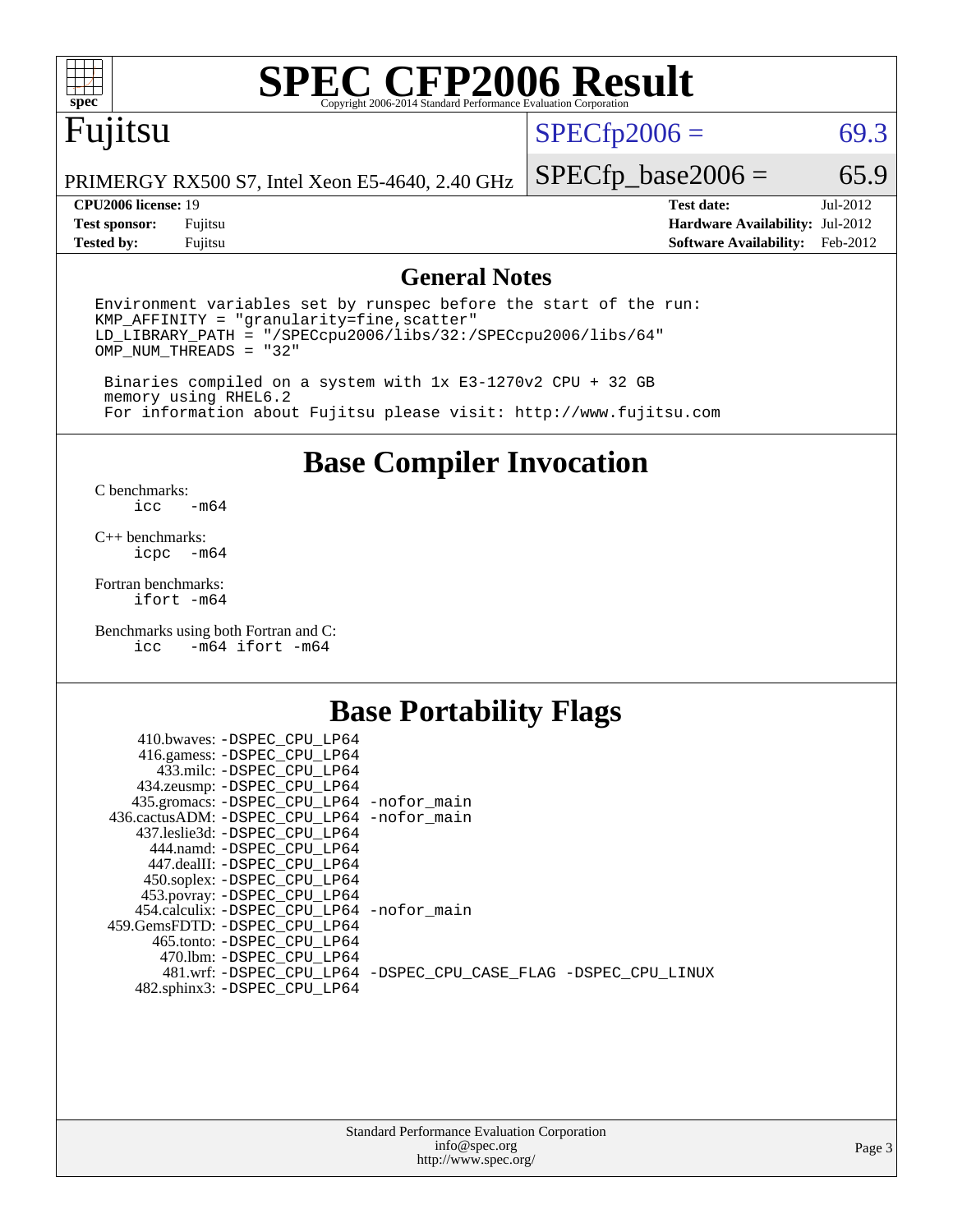# SPEC CFP2006 Result

Copyright 2006-2014 Standard Performance Evaluation Corporation

## Fujitsu

PRIMERGY RX500 S7, Intel Xeon E5-4640, 2.40 GHz

SPECfp2006 = 69.3

SPECfp_base2006 = 65.9

| | | | |
|---|---|---|---|
| **CPU2006 license:** 19 | | **Test date:** | Jul-2012 |
| **Test sponsor:** | Fujitsu | **Hardware Availability:** | Jul-2012 |
| **Tested by:** | Fujitsu | **Software Availability:** | Feb-2012 |

## General Notes

```
Environment variables set by runspec before the start of the run:
KMP_AFFINITY = "granularity=fine,scatter"
LD_LIBRARY_PATH = "/SPECcpu2006/libs/32:/SPECcpu2006/libs/64"
OMP_NUM_THREADS = "32"

 Binaries compiled on a system with 1x E3-1270v2 CPU + 32 GB
 memory using RHEL6.2
 For information about Fujitsu please visit: http://www.fujitsu.com
```

## Base Compiler Invocation

C benchmarks:
```
icc   -m64
```

C++ benchmarks:
```
icpc  -m64
```

Fortran benchmarks:
```
ifort -m64
```

Benchmarks using both Fortran and C:
```
icc   -m64 ifort -m64
```

## Base Portability Flags

| Benchmark | Flags |
|---|---|
| 410.bwaves: | -DSPEC_CPU_LP64 |
| 416.gamess: | -DSPEC_CPU_LP64 |
| 433.milc: | -DSPEC_CPU_LP64 |
| 434.zeusmp: | -DSPEC_CPU_LP64 |
| 435.gromacs: | -DSPEC_CPU_LP64 -nofor_main |
| 436.cactusADM: | -DSPEC_CPU_LP64 -nofor_main |
| 437.leslie3d: | -DSPEC_CPU_LP64 |
| 444.namd: | -DSPEC_CPU_LP64 |
| 447.dealII: | -DSPEC_CPU_LP64 |
| 450.soplex: | -DSPEC_CPU_LP64 |
| 453.povray: | -DSPEC_CPU_LP64 |
| 454.calculix: | -DSPEC_CPU_LP64 -nofor_main |
| 459.GemsFDTD: | -DSPEC_CPU_LP64 |
| 465.tonto: | -DSPEC_CPU_LP64 |
| 470.lbm: | -DSPEC_CPU_LP64 |
| 481.wrf: | -DSPEC_CPU_LP64 -DSPEC_CPU_CASE_FLAG -DSPEC_CPU_LINUX |
| 482.sphinx3: | -DSPEC_CPU_LP64 |

Standard Performance Evaluation Corporation
info@spec.org
http://www.spec.org/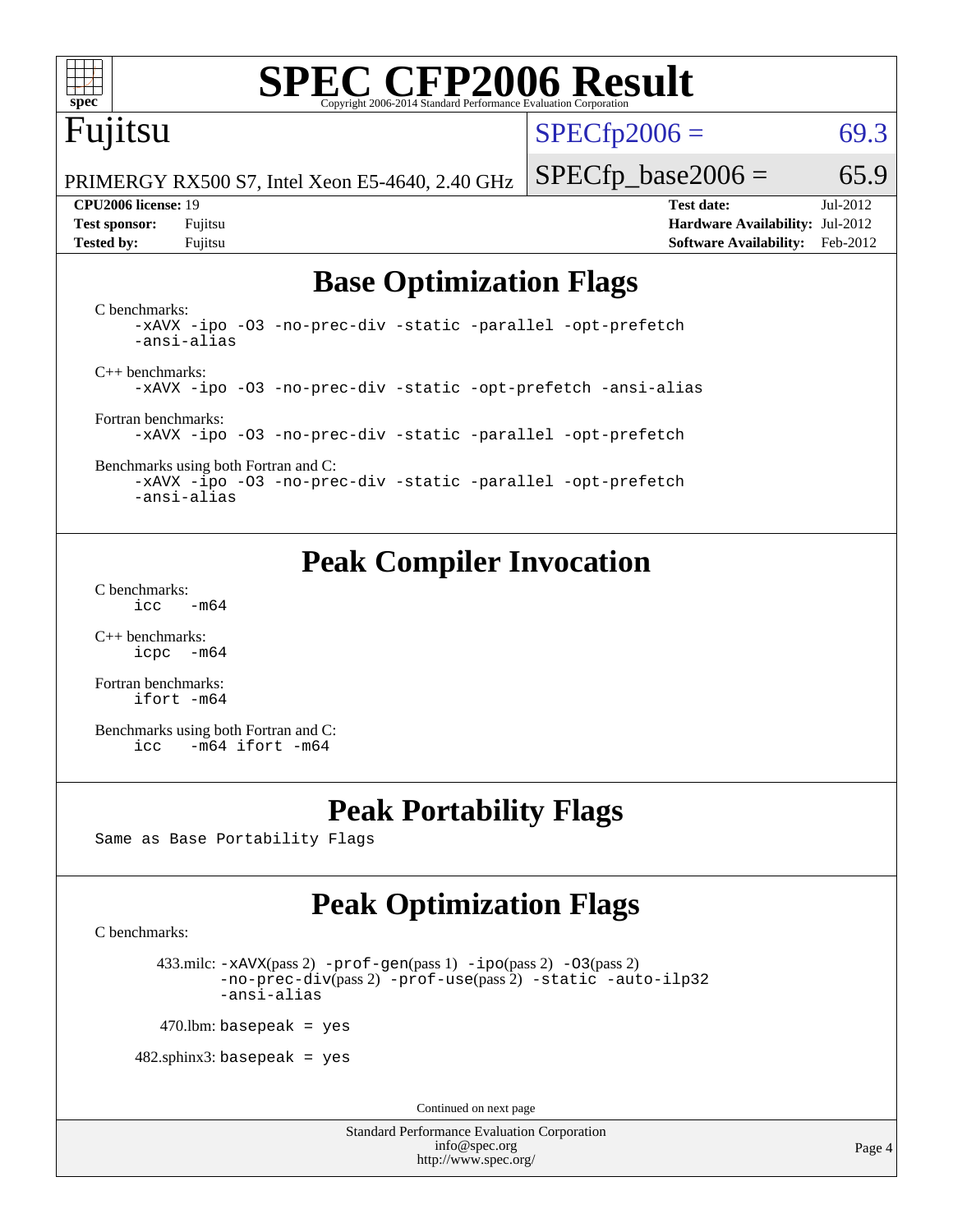# SPEC CFP2006 Result

Copyright 2006-2014 Standard Performance Evaluation Corporation

## Fujitsu

PRIMERGY RX500 S7, Intel Xeon E5-4640, 2.40 GHz

SPECfp2006 = 69.3

SPECfp_base2006 = 65.9

**CPU2006 license:** 19
**Test sponsor:** Fujitsu
**Tested by:** Fujitsu

**Test date:** Jul-2012
**Hardware Availability:** Jul-2012
**Software Availability:** Feb-2012

## Base Optimization Flags

C benchmarks:

```
-xAVX -ipo -O3 -no-prec-div -static -parallel -opt-prefetch
-ansi-alias
```

C++ benchmarks:

```
-xAVX -ipo -O3 -no-prec-div -static -opt-prefetch -ansi-alias
```

Fortran benchmarks:

```
-xAVX -ipo -O3 -no-prec-div -static -parallel -opt-prefetch
```

Benchmarks using both Fortran and C:

```
-xAVX -ipo -O3 -no-prec-div -static -parallel -opt-prefetch
-ansi-alias
```

## Peak Compiler Invocation

C benchmarks:

```
icc   -m64
```

C++ benchmarks:

```
icpc  -m64
```

Fortran benchmarks:

```
ifort -m64
```

Benchmarks using both Fortran and C:

```
icc   -m64 ifort -m64
```

## Peak Portability Flags

Same as Base Portability Flags

## Peak Optimization Flags

C benchmarks:

433.milc: -xAVX(pass 2) -prof-gen(pass 1) -ipo(pass 2) -O3(pass 2) -no-prec-div(pass 2) -prof-use(pass 2) -static -auto-ilp32 -ansi-alias

470.lbm: basepeak = yes

482.sphinx3: basepeak = yes

Continued on next page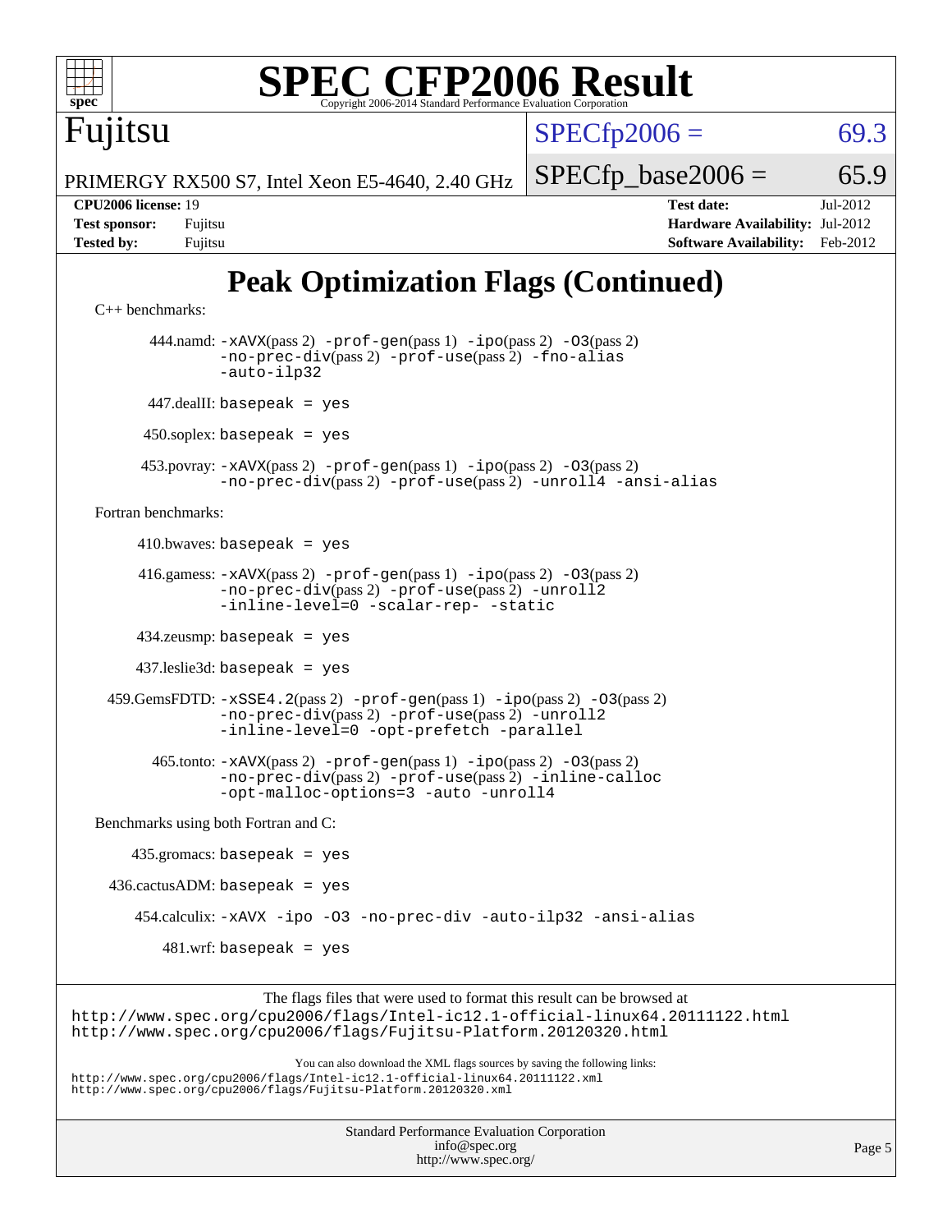# SPEC CFP2006 Result

Copyright 2006-2014 Standard Performance Evaluation Corporation

**Fujitsu**

PRIMERGY RX500 S7, Intel Xeon E5-4640, 2.40 GHz

SPECfp2006 = 69.3

SPECfp_base2006 = 65.9

| | | | |
|---|---|---|---|
| **CPU2006 license:** 19 | | **Test date:** | Jul-2012 |
| **Test sponsor:** | Fujitsu | **Hardware Availability:** | Jul-2012 |
| **Tested by:** | Fujitsu | **Software Availability:** | Feb-2012 |

## Peak Optimization Flags (Continued)

C++ benchmarks:

444.namd: `-xAVX`(pass 2) `-prof-gen`(pass 1) `-ipo`(pass 2) `-O3`(pass 2) `-no-prec-div`(pass 2) `-prof-use`(pass 2) `-fno-alias` `-auto-ilp32`

447.dealII: `basepeak = yes`

450.soplex: `basepeak = yes`

453.povray: `-xAVX`(pass 2) `-prof-gen`(pass 1) `-ipo`(pass 2) `-O3`(pass 2) `-no-prec-div`(pass 2) `-prof-use`(pass 2) `-unroll4` `-ansi-alias`

Fortran benchmarks:

410.bwaves: `basepeak = yes`

416.gamess: `-xAVX`(pass 2) `-prof-gen`(pass 1) `-ipo`(pass 2) `-O3`(pass 2) `-no-prec-div`(pass 2) `-prof-use`(pass 2) `-unroll2` `-inline-level=0` `-scalar-rep-` `-static`

434.zeusmp: `basepeak = yes`

437.leslie3d: `basepeak = yes`

459.GemsFDTD: `-xSSE4.2`(pass 2) `-prof-gen`(pass 1) `-ipo`(pass 2) `-O3`(pass 2) `-no-prec-div`(pass 2) `-prof-use`(pass 2) `-unroll2` `-inline-level=0` `-opt-prefetch` `-parallel`

465.tonto: `-xAVX`(pass 2) `-prof-gen`(pass 1) `-ipo`(pass 2) `-O3`(pass 2) `-no-prec-div`(pass 2) `-prof-use`(pass 2) `-inline-calloc` `-opt-malloc-options=3` `-auto` `-unroll4`

Benchmarks using both Fortran and C:

435.gromacs: `basepeak = yes`

436.cactusADM: `basepeak = yes`

454.calculix: `-xAVX` `-ipo` `-O3` `-no-prec-div` `-auto-ilp32` `-ansi-alias`

481.wrf: `basepeak = yes`

The flags files that were used to format this result can be browsed at
http://www.spec.org/cpu2006/flags/Intel-ic12.1-official-linux64.20111122.html
http://www.spec.org/cpu2006/flags/Fujitsu-Platform.20120320.html

You can also download the XML flags sources by saving the following links:
http://www.spec.org/cpu2006/flags/Intel-ic12.1-official-linux64.20111122.xml
http://www.spec.org/cpu2006/flags/Fujitsu-Platform.20120320.xml

Standard Performance Evaluation Corporation
info@spec.org
http://www.spec.org/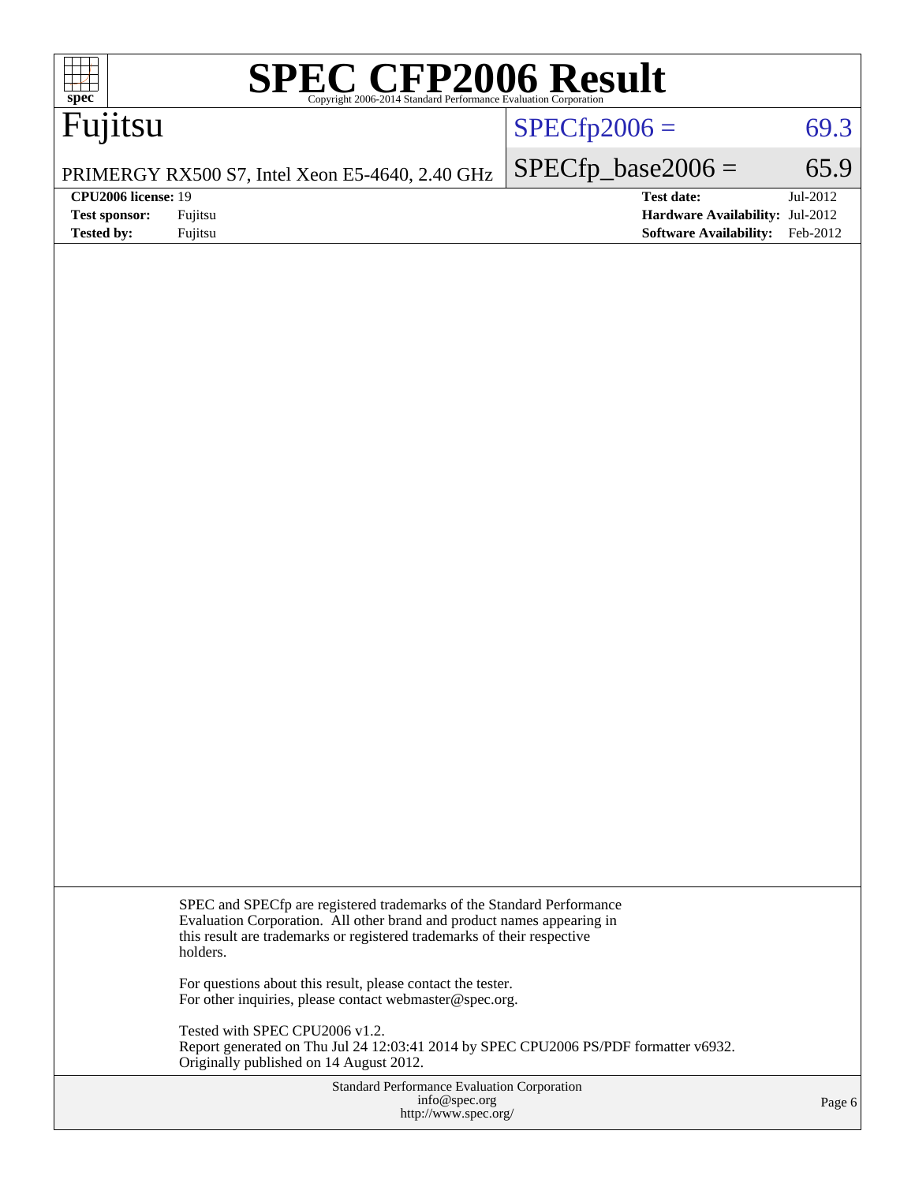# SPEC CFP2006 Result

Copyright 2006-2014 Standard Performance Evaluation Corporation

## Fujitsu

PRIMERGY RX500 S7, Intel Xeon E5-4640, 2.40 GHz

$SPECfp2006 =$ 69.3

$SPECfp\_base2006 =$ 65.9

| | | | |
|---|---|---|---|
| **CPU2006 license:** 19 | | **Test date:** | Jul-2012 |
| **Test sponsor:** | Fujitsu | **Hardware Availability:** | Jul-2012 |
| **Tested by:** | Fujitsu | **Software Availability:** | Feb-2012 |

SPEC and SPECfp are registered trademarks of the Standard Performance Evaluation Corporation. All other brand and product names appearing in this result are trademarks or registered trademarks of their respective holders.

For questions about this result, please contact the tester.
For other inquiries, please contact webmaster@spec.org.

Tested with SPEC CPU2006 v1.2.
Report generated on Thu Jul 24 12:03:41 2014 by SPEC CPU2006 PS/PDF formatter v6932.
Originally published on 14 August 2012.

Standard Performance Evaluation Corporation
info@spec.org
http://www.spec.org/